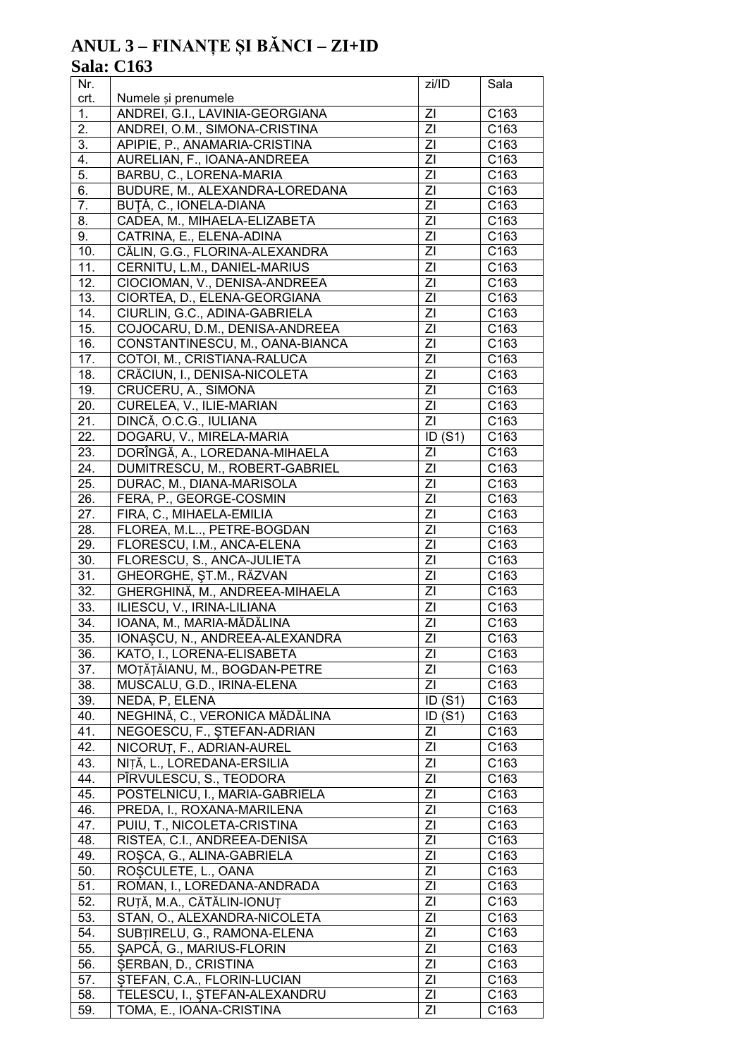# ANUL 3 – FINANȚE ȘI BĂNCI – ZI+ID

## Sala: C163

| Nr. crt. | Numele și prenumele | zi/ID | Sala |
|---|---|---|---|
| 1. | ANDREI, G.I., LAVINIA-GEORGIANA | ZI | C163 |
| 2. | ANDREI, O.M., SIMONA-CRISTINA | ZI | C163 |
| 3. | APIPIE, P., ANAMARIA-CRISTINA | ZI | C163 |
| 4. | AURELIAN, F., IOANA-ANDREEA | ZI | C163 |
| 5. | BARBU, C., LORENA-MARIA | ZI | C163 |
| 6. | BUDURE, M., ALEXANDRA-LOREDANA | ZI | C163 |
| 7. | BUŢĂ, C., IONELA-DIANA | ZI | C163 |
| 8. | CADEA, M., MIHAELA-ELIZABETA | ZI | C163 |
| 9. | CATRINA, E., ELENA-ADINA | ZI | C163 |
| 10. | CĂLIN, G.G., FLORINA-ALEXANDRA | ZI | C163 |
| 11. | CERNITU, L.M., DANIEL-MARIUS | ZI | C163 |
| 12. | CIOCIOMAN, V., DENISA-ANDREEA | ZI | C163 |
| 13. | CIORTEA, D., ELENA-GEORGIANA | ZI | C163 |
| 14. | CIURLIN, G.C., ADINA-GABRIELA | ZI | C163 |
| 15. | COJOCARU, D.M., DENISA-ANDREEA | ZI | C163 |
| 16. | CONSTANTINESCU, M., OANA-BIANCA | ZI | C163 |
| 17. | COTOI, M., CRISTIANA-RALUCA | ZI | C163 |
| 18. | CRĂCIUN, I., DENISA-NICOLETA | ZI | C163 |
| 19. | CRUCERU, A., SIMONA | ZI | C163 |
| 20. | CURELEA, V., ILIE-MARIAN | ZI | C163 |
| 21. | DINCĂ, O.C.G., IULIANA | ZI | C163 |
| 22. | DOGARU, V., MIRELA-MARIA | ID (S1) | C163 |
| 23. | DORÎNGĂ, A., LOREDANA-MIHAELA | ZI | C163 |
| 24. | DUMITRESCU, M., ROBERT-GABRIEL | ZI | C163 |
| 25. | DURAC, M., DIANA-MARISOLA | ZI | C163 |
| 26. | FERA, P., GEORGE-COSMIN | ZI | C163 |
| 27. | FIRA, C., MIHAELA-EMILIA | ZI | C163 |
| 28. | FLOREA, M.L.., PETRE-BOGDAN | ZI | C163 |
| 29. | FLORESCU, I.M., ANCA-ELENA | ZI | C163 |
| 30. | FLORESCU, S., ANCA-JULIETA | ZI | C163 |
| 31. | GHEORGHE, ȘT.M., RĂZVAN | ZI | C163 |
| 32. | GHERGHINĂ, M., ANDREEA-MIHAELA | ZI | C163 |
| 33. | ILIESCU, V., IRINA-LILIANA | ZI | C163 |
| 34. | IOANA, M., MARIA-MĂDĂLINA | ZI | C163 |
| 35. | IONAŞCU, N., ANDREEA-ALEXANDRA | ZI | C163 |
| 36. | KATO, I., LORENA-ELISABETA | ZI | C163 |
| 37. | MOȚĂȚĂIANU, M., BOGDAN-PETRE | ZI | C163 |
| 38. | MUSCALU, G.D., IRINA-ELENA | ZI | C163 |
| 39. | NEDA, P, ELENA | ID (S1) | C163 |
| 40. | NEGHINĂ, C., VERONICA MĂDĂLINA | ID (S1) | C163 |
| 41. | NEGOESCU, F., ŞTEFAN-ADRIAN | ZI | C163 |
| 42. | NICORUȚ, F., ADRIAN-AUREL | ZI | C163 |
| 43. | NIȚĂ, L., LOREDANA-ERSILIA | ZI | C163 |
| 44. | PÎRVULESCU, S., TEODORA | ZI | C163 |
| 45. | POSTELNICU, I., MARIA-GABRIELA | ZI | C163 |
| 46. | PREDA, I., ROXANA-MARILENA | ZI | C163 |
| 47. | PUIU, T., NICOLETA-CRISTINA | ZI | C163 |
| 48. | RISTEA, C.I., ANDREEA-DENISA | ZI | C163 |
| 49. | ROŞCA, G., ALINA-GABRIELA | ZI | C163 |
| 50. | ROŞCULETE, L., OANA | ZI | C163 |
| 51. | ROMAN, I., LOREDANA-ANDRADA | ZI | C163 |
| 52. | RUȚĂ, M.A., CĂTĂLIN-IONUȚ | ZI | C163 |
| 53. | STAN, O., ALEXANDRA-NICOLETA | ZI | C163 |
| 54. | SUBȚIRELU, G., RAMONA-ELENA | ZI | C163 |
| 55. | ŞAPCĂ, G., MARIUS-FLORIN | ZI | C163 |
| 56. | ŞERBAN, D., CRISTINA | ZI | C163 |
| 57. | ŞTEFAN, C.A., FLORIN-LUCIAN | ZI | C163 |
| 58. | TELESCU, I., ŞTEFAN-ALEXANDRU | ZI | C163 |
| 59. | TOMA, E., IOANA-CRISTINA | ZI | C163 |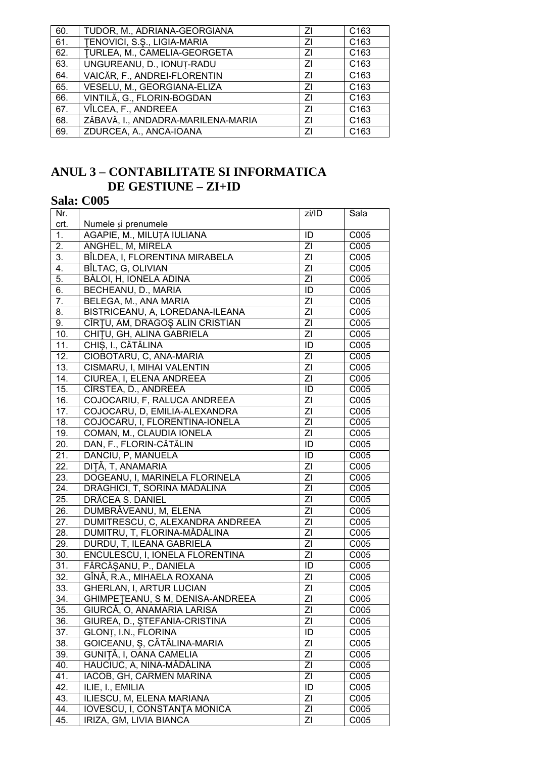| | | | |
|---|---|---|---|
| 60. | TUDOR, M., ADRIANA-GEORGIANA | ZI | C163 |
| 61. | ŢENOVICI, S.Ş., LIGIA-MARIA | ZI | C163 |
| 62. | ŢURLEA, M., CAMELIA-GEORGETA | ZI | C163 |
| 63. | UNGUREANU, D., IONUŢ-RADU | ZI | C163 |
| 64. | VAICĂR, F., ANDREI-FLORENTIN | ZI | C163 |
| 65. | VESELU, M., GEORGIANA-ELIZA | ZI | C163 |
| 66. | VINTILĂ, G., FLORIN-BOGDAN | ZI | C163 |
| 67. | VÎLCEA, F., ANDREEA | ZI | C163 |
| 68. | ZĂBAVĂ, I., ANDADRA-MARILENA-MARIA | ZI | C163 |
| 69. | ZDURCEA, A., ANCA-IOANA | ZI | C163 |

## ANUL 3 – CONTABILITATE SI INFORMATICA DE GESTIUNE – ZI+ID

**Sala: C005**

| Nr. crt. | Numele și prenumele | zi/ID | Sala |
|---|---|---|---|
| 1. | AGAPIE, M., MILUȚA IULIANA | ID | C005 |
| 2. | ANGHEL, M, MIRELA | ZI | C005 |
| 3. | BÎLDEA, I, FLORENTINA MIRABELA | ZI | C005 |
| 4. | BÎLTAC, G, OLIVIAN | ZI | C005 |
| 5. | BĂLOI, H, IONELA ADINA | ZI | C005 |
| 6. | BECHEANU, D., MARIA | ID | C005 |
| 7. | BELEGA, M., ANA MARIA | ZI | C005 |
| 8. | BISTRICEANU, A, LOREDANA-ILEANA | ZI | C005 |
| 9. | CÎRŢU, AM, DRAGOŞ ALIN CRISTIAN | ZI | C005 |
| 10. | CHIŢU, GH, ALINA GABRIELA | ZI | C005 |
| 11. | CHIŞ, I., CĂTĂLINA | ID | C005 |
| 12. | CIOBOTARU, C, ANA-MARIA | ZI | C005 |
| 13. | CISMARU, I, MIHAI VALENTIN | ZI | C005 |
| 14. | CIUREA, I, ELENA ANDREEA | ZI | C005 |
| 15. | CÎRSTEA, D., ANDREEA | ID | C005 |
| 16. | COJOCARIU, F, RALUCA ANDREEA | ZI | C005 |
| 17. | COJOCARU, D, EMILIA-ALEXANDRA | ZI | C005 |
| 18. | COJOCARU, I, FLORENTINA-IONELA | ZI | C005 |
| 19. | COMAN, M., CLAUDIA IONELA | ZI | C005 |
| 20. | DAN, F., FLORIN-CĂTĂLIN | ID | C005 |
| 21. | DANCIU, P, MANUELA | ID | C005 |
| 22. | DIŢĂ, T, ANAMARIA | ZI | C005 |
| 23. | DOGEANU, I, MARINELA FLORINELA | ZI | C005 |
| 24. | DRĂGHICI, T, SORINA MĂDĂLINA | ZI | C005 |
| 25. | DRĂCEA S. DANIEL | ZI | C005 |
| 26. | DUMBRĂVEANU, M, ELENA | ZI | C005 |
| 27. | DUMITRESCU, C, ALEXANDRA ANDREEA | ZI | C005 |
| 28. | DUMITRU, T, FLORINA-MĂDĂLINA | ZI | C005 |
| 29. | DURDU, T, ILEANA GABRIELA | ZI | C005 |
| 30. | ENCULESCU, I, IONELA FLORENTINA | ZI | C005 |
| 31. | FĂRCĂŞANU, P., DANIELA | ID | C005 |
| 32. | GÎNĂ, R.A., MIHAELA ROXANA | ZI | C005 |
| 33. | GHERLAN, I, ARTUR LUCIAN | ZI | C005 |
| 34. | GHIMPEŢEANU, S M, DENISA-ANDREEA | ZI | C005 |
| 35. | GIURCĂ, O, ANAMARIA LARISA | ZI | C005 |
| 36. | GIUREA, D., ŞTEFANIA-CRISTINA | ZI | C005 |
| 37. | GLONŢ, I.N., FLORINA | ID | C005 |
| 38. | GOICEANU, Ş, CĂTĂLINA-MARIA | ZI | C005 |
| 39. | GUNIŢĂ, I, OANA CAMELIA | ZI | C005 |
| 40. | HAUCIUC, A, NINA-MĂDĂLINA | ZI | C005 |
| 41. | IACOB, GH, CARMEN MARINA | ZI | C005 |
| 42. | ILIE, I., EMILIA | ID | C005 |
| 43. | ILIESCU, M, ELENA MARIANA | ZI | C005 |
| 44. | IOVESCU, I, CONSTANŢA MONICA | ZI | C005 |
| 45. | IRIZA, GM, LIVIA BIANCA | ZI | C005 |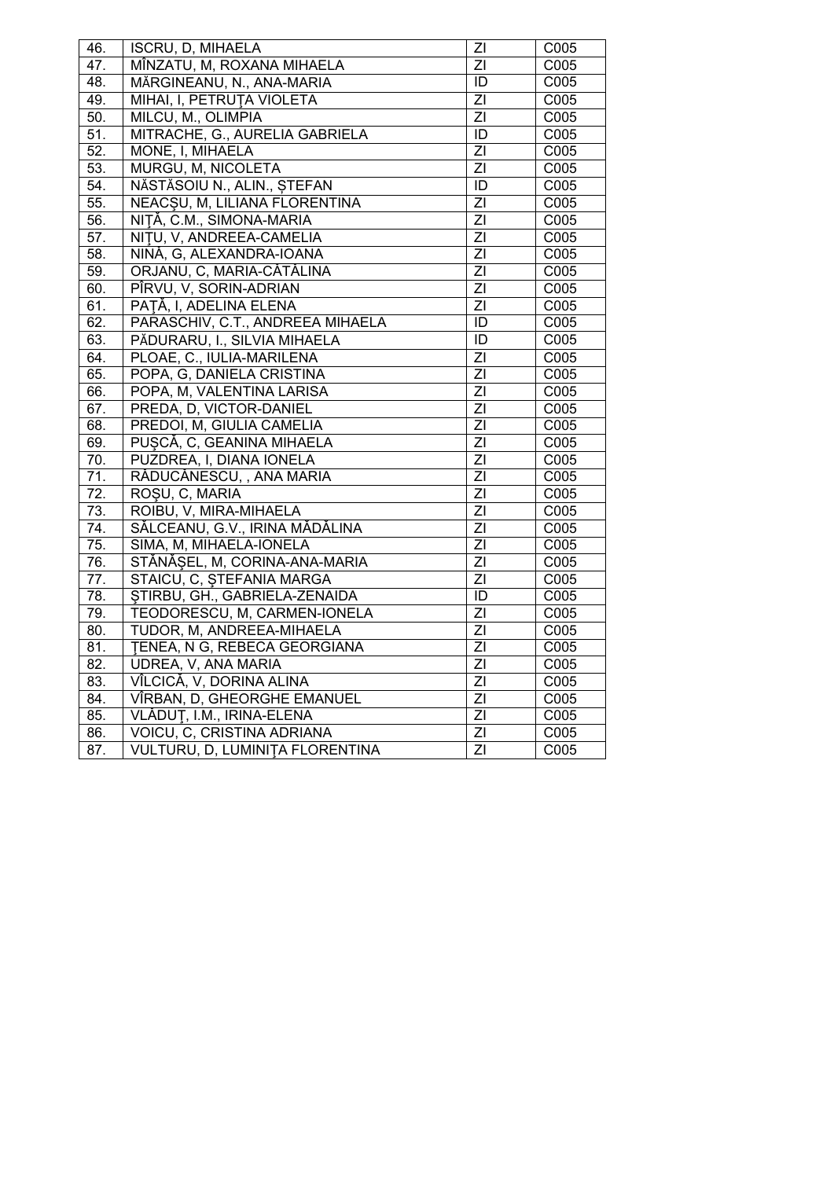| | | | |
|---|---|---|---|
| 46. | ISCRU, D, MIHAELA | ZI | C005 |
| 47. | MÎNZATU, M, ROXANA MIHAELA | ZI | C005 |
| 48. | MĂRGINEANU, N., ANA-MARIA | ID | C005 |
| 49. | MIHAI, I, PETRUŢA VIOLETA | ZI | C005 |
| 50. | MILCU, M., OLIMPIA | ZI | C005 |
| 51. | MITRACHE, G., AURELIA GABRIELA | ID | C005 |
| 52. | MONE, I, MIHAELA | ZI | C005 |
| 53. | MURGU, M, NICOLETA | ZI | C005 |
| 54. | NĂSTĂSOIU N., ALIN., ȘTEFAN | ID | C005 |
| 55. | NEACŞU, M, LILIANA FLORENTINA | ZI | C005 |
| 56. | NIŢĂ, C.M., SIMONA-MARIA | ZI | C005 |
| 57. | NIŢU, V, ANDREEA-CAMELIA | ZI | C005 |
| 58. | NINĂ, G, ALEXANDRA-IOANA | ZI | C005 |
| 59. | ORJANU, C, MARIA-CĂTĂLINA | ZI | C005 |
| 60. | PÎRVU, V, SORIN-ADRIAN | ZI | C005 |
| 61. | PAŢĂ, I, ADELINA ELENA | ZI | C005 |
| 62. | PARASCHIV, C.T., ANDREEA MIHAELA | ID | C005 |
| 63. | PĂDURARU, I., SILVIA MIHAELA | ID | C005 |
| 64. | PLOAE, C., IULIA-MARILENA | ZI | C005 |
| 65. | POPA, G, DANIELA CRISTINA | ZI | C005 |
| 66. | POPA, M, VALENTINA LARISA | ZI | C005 |
| 67. | PREDA, D, VICTOR-DANIEL | ZI | C005 |
| 68. | PREDOI, M, GIULIA CAMELIA | ZI | C005 |
| 69. | PUŞCĂ, C, GEANINA MIHAELA | ZI | C005 |
| 70. | PUZDREA, I, DIANA IONELA | ZI | C005 |
| 71. | RĂDUCĂNESCU, , ANA MARIA | ZI | C005 |
| 72. | ROŞU, C, MARIA | ZI | C005 |
| 73. | ROIBU, V, MIRA-MIHAELA | ZI | C005 |
| 74. | SĂLCEANU, G.V., IRINA MĂDĂLINA | ZI | C005 |
| 75. | SIMA, M, MIHAELA-IONELA | ZI | C005 |
| 76. | STĂNĂŞEL, M, CORINA-ANA-MARIA | ZI | C005 |
| 77. | STAICU, C, ŞTEFANIA MARGA | ZI | C005 |
| 78. | ŞTIRBU, GH., GABRIELA-ZENAIDA | ID | C005 |
| 79. | TEODORESCU, M, CARMEN-IONELA | ZI | C005 |
| 80. | TUDOR, M, ANDREEA-MIHAELA | ZI | C005 |
| 81. | ŢENEA, N G, REBECA GEORGIANA | ZI | C005 |
| 82. | UDREA, V, ANA MARIA | ZI | C005 |
| 83. | VÎLCICĂ, V, DORINA ALINA | ZI | C005 |
| 84. | VÎRBAN, D, GHEORGHE EMANUEL | ZI | C005 |
| 85. | VLĂDUŢ, I.M., IRINA-ELENA | ZI | C005 |
| 86. | VOICU, C, CRISTINA ADRIANA | ZI | C005 |
| 87. | VULTURU, D, LUMINIŢA FLORENTINA | ZI | C005 |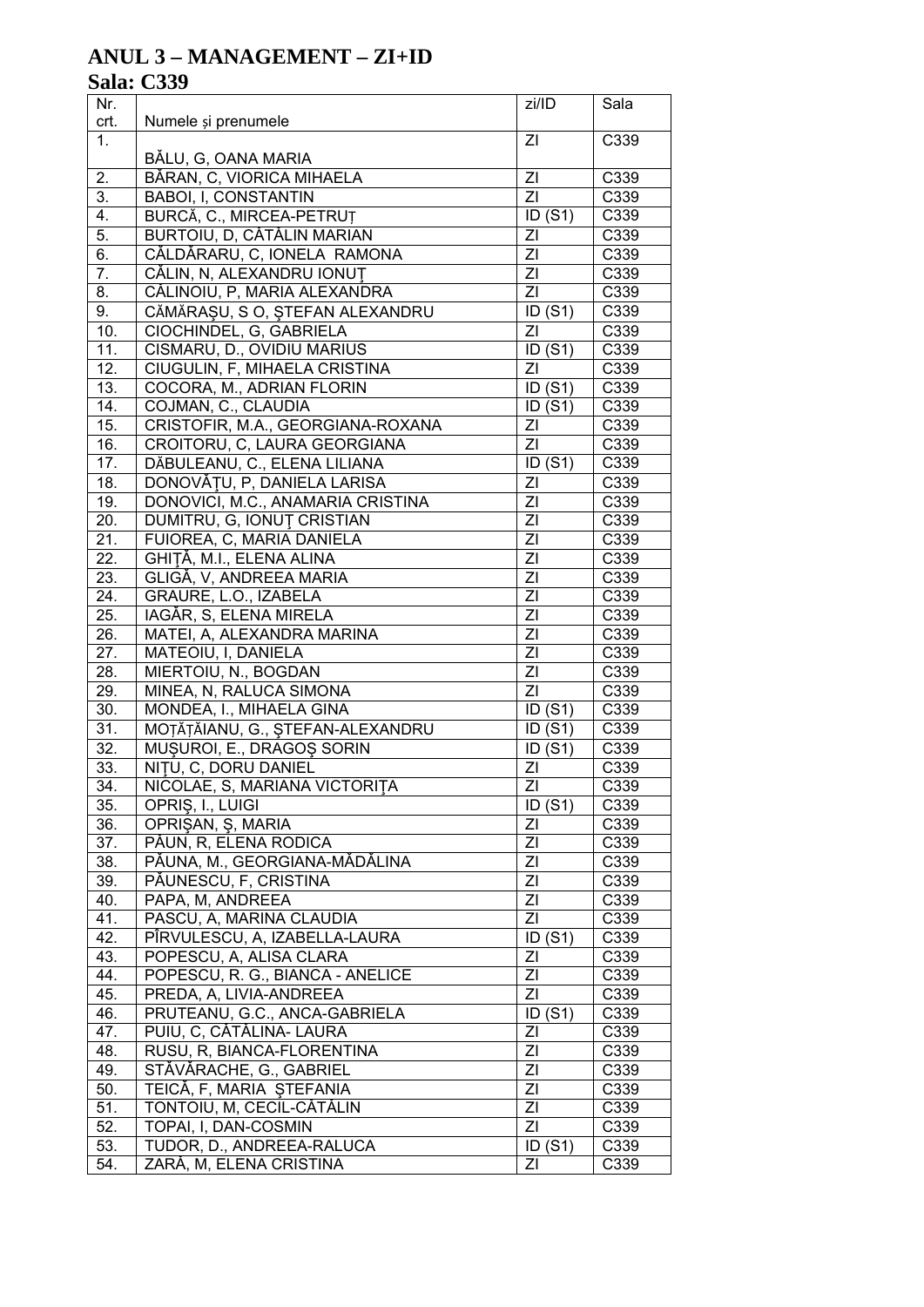# ANUL 3 – MANAGEMENT – ZI+ID

## Sala: C339

| Nr. crt. | Numele și prenumele | zi/ID | Sala |
|---|---|---|---|
| 1. | BĂLU, G, OANA MARIA | ZI | C339 |
| 2. | BĂRAN, C, VIORICA MIHAELA | ZI | C339 |
| 3. | BABOI, I, CONSTANTIN | ZI | C339 |
| 4. | BURCĂ, C., MIRCEA-PETRUȚ | ID (S1) | C339 |
| 5. | BURTOIU, D, CĂTĂLIN MARIAN | ZI | C339 |
| 6. | CĂLDĂRARU, C, IONELA RAMONA | ZI | C339 |
| 7. | CĂLIN, N, ALEXANDRU IONUŢ | ZI | C339 |
| 8. | CĂLINOIU, P, MARIA ALEXANDRA | ZI | C339 |
| 9. | CĂMĂRAŞU, S O, ŞTEFAN ALEXANDRU | ID (S1) | C339 |
| 10. | CIOCHINDEL, G, GABRIELA | ZI | C339 |
| 11. | CISMARU, D., OVIDIU MARIUS | ID (S1) | C339 |
| 12. | CIUGULIN, F, MIHAELA CRISTINA | ZI | C339 |
| 13. | COCORA, M., ADRIAN FLORIN | ID (S1) | C339 |
| 14. | COJMAN, C., CLAUDIA | ID (S1) | C339 |
| 15. | CRISTOFIR, M.A., GEORGIANA-ROXANA | ZI | C339 |
| 16. | CROITORU, C, LAURA GEORGIANA | ZI | C339 |
| 17. | DĂBULEANU, C., ELENA LILIANA | ID (S1) | C339 |
| 18. | DONOVĂŢU, P, DANIELA LARISA | ZI | C339 |
| 19. | DONOVICI, M.C., ANAMARIA CRISTINA | ZI | C339 |
| 20. | DUMITRU, G, IONUŢ CRISTIAN | ZI | C339 |
| 21. | FUIOREA, C, MARIA DANIELA | ZI | C339 |
| 22. | GHIŢĂ, M.I., ELENA ALINA | ZI | C339 |
| 23. | GLIGĂ, V, ANDREEA MARIA | ZI | C339 |
| 24. | GRAURE, L.O., IZABELA | ZI | C339 |
| 25. | IAGĂR, S, ELENA MIRELA | ZI | C339 |
| 26. | MATEI, A, ALEXANDRA MARINA | ZI | C339 |
| 27. | MATEOIU, I, DANIELA | ZI | C339 |
| 28. | MIERTOIU, N., BOGDAN | ZI | C339 |
| 29. | MINEA, N, RALUCA SIMONA | ZI | C339 |
| 30. | MONDEA, I., MIHAELA GINA | ID (S1) | C339 |
| 31. | MOȚĂȚĂIANU, G., ŞTEFAN-ALEXANDRU | ID (S1) | C339 |
| 32. | MUŞUROI, E., DRAGOŞ SORIN | ID (S1) | C339 |
| 33. | NIŢU, C, DORU DANIEL | ZI | C339 |
| 34. | NICOLAE, S, MARIANA VICTORIŢA | ZI | C339 |
| 35. | OPRIŞ, I., LUIGI | ID (S1) | C339 |
| 36. | OPRIŞAN, Ş, MARIA | ZI | C339 |
| 37. | PĂUN, R, ELENA RODICA | ZI | C339 |
| 38. | PĂUNA, M., GEORGIANA-MĂDĂLINA | ZI | C339 |
| 39. | PĂUNESCU, F, CRISTINA | ZI | C339 |
| 40. | PAPA, M, ANDREEA | ZI | C339 |
| 41. | PASCU, A, MARINA CLAUDIA | ZI | C339 |
| 42. | PÎRVULESCU, A, IZABELLA-LAURA | ID (S1) | C339 |
| 43. | POPESCU, A, ALISA CLARA | ZI | C339 |
| 44. | POPESCU, R. G., BIANCA - ANELICE | ZI | C339 |
| 45. | PREDA, A, LIVIA-ANDREEA | ZI | C339 |
| 46. | PRUTEANU, G.C., ANCA-GABRIELA | ID (S1) | C339 |
| 47. | PUIU, C, CĂTĂLINA- LAURA | ZI | C339 |
| 48. | RUSU, R, BIANCA-FLORENTINA | ZI | C339 |
| 49. | STĂVĂRACHE, G., GABRIEL | ZI | C339 |
| 50. | TEICĂ, F, MARIA ŞTEFANIA | ZI | C339 |
| 51. | TONTOIU, M, CECIL-CĂTĂLIN | ZI | C339 |
| 52. | TOPAI, I, DAN-COSMIN | ZI | C339 |
| 53. | TUDOR, D., ANDREEA-RALUCA | ID (S1) | C339 |
| 54. | ZARĂ, M, ELENA CRISTINA | ZI | C339 |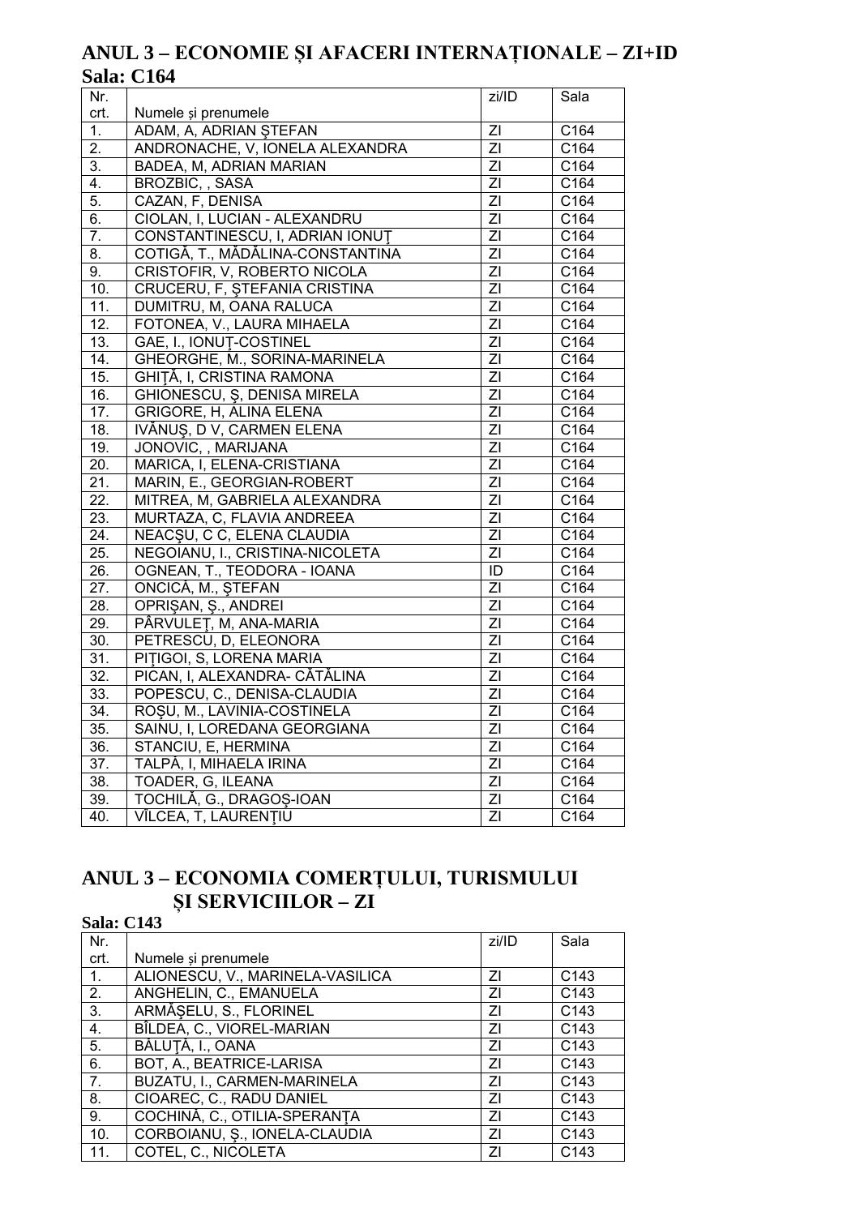## ANUL 3 – ECONOMIE ȘI AFACERI INTERNAȚIONALE – ZI+ID

**Sala: C164**

| Nr. crt. | Numele și prenumele | zi/ID | Sala |
|---|---|---|---|
| 1. | ADAM, A, ADRIAN ŞTEFAN | ZI | C164 |
| 2. | ANDRONACHE, V, IONELA ALEXANDRA | ZI | C164 |
| 3. | BADEA, M, ADRIAN MARIAN | ZI | C164 |
| 4. | BROZBIC, , SASA | ZI | C164 |
| 5. | CAZAN, F, DENISA | ZI | C164 |
| 6. | CIOLAN, I, LUCIAN - ALEXANDRU | ZI | C164 |
| 7. | CONSTANTINESCU, I, ADRIAN IONUŢ | ZI | C164 |
| 8. | COTIGĂ, T., MĂDĂLINA-CONSTANTINA | ZI | C164 |
| 9. | CRISTOFIR, V, ROBERTO NICOLA | ZI | C164 |
| 10. | CRUCERU, F, ŞTEFANIA CRISTINA | ZI | C164 |
| 11. | DUMITRU, M, OANA RALUCA | ZI | C164 |
| 12. | FOTONEA, V., LAURA MIHAELA | ZI | C164 |
| 13. | GAE, I., IONUŢ-COSTINEL | ZI | C164 |
| 14. | GHEORGHE, M., SORINA-MARINELA | ZI | C164 |
| 15. | GHIŢĂ, I, CRISTINA RAMONA | ZI | C164 |
| 16. | GHIONESCU, Ş, DENISA MIRELA | ZI | C164 |
| 17. | GRIGORE, H, ALINA ELENA | ZI | C164 |
| 18. | IVĂNUŞ, D V, CARMEN ELENA | ZI | C164 |
| 19. | JONOVIC, , MARIJANA | ZI | C164 |
| 20. | MARICA, I, ELENA-CRISTIANA | ZI | C164 |
| 21. | MARIN, E., GEORGIAN-ROBERT | ZI | C164 |
| 22. | MITREA, M, GABRIELA ALEXANDRA | ZI | C164 |
| 23. | MURTAZA, C, FLAVIA ANDREEA | ZI | C164 |
| 24. | NEACŞU, C C, ELENA CLAUDIA | ZI | C164 |
| 25. | NEGOIANU, I., CRISTINA-NICOLETA | ZI | C164 |
| 26. | OGNEAN, T., TEODORA - IOANA | ID | C164 |
| 27. | ONCICĂ, M., ŞTEFAN | ZI | C164 |
| 28. | OPRIŞAN, Ş., ANDREI | ZI | C164 |
| 29. | PÂRVULEŢ, M, ANA-MARIA | ZI | C164 |
| 30. | PETRESCU, D, ELEONORA | ZI | C164 |
| 31. | PIŢIGOI, S, LORENA MARIA | ZI | C164 |
| 32. | PICAN, I, ALEXANDRA- CĂTĂLINA | ZI | C164 |
| 33. | POPESCU, C., DENISA-CLAUDIA | ZI | C164 |
| 34. | ROŞU, M., LAVINIA-COSTINELA | ZI | C164 |
| 35. | SAINU, I, LOREDANA GEORGIANA | ZI | C164 |
| 36. | STANCIU, E, HERMINA | ZI | C164 |
| 37. | TALPĂ, I, MIHAELA IRINA | ZI | C164 |
| 38. | TOADER, G, ILEANA | ZI | C164 |
| 39. | TOCHILĂ, G., DRAGOŞ-IOAN | ZI | C164 |
| 40. | VÎLCEA, T, LAURENŢIU | ZI | C164 |

## ANUL 3 – ECONOMIA COMERȚULUI, TURISMULUI ȘI SERVICIILOR – ZI

**Sala: C143**

| Nr. crt. | Numele și prenumele | zi/ID | Sala |
|---|---|---|---|
| 1. | ALIONESCU, V., MARINELA-VASILICA | ZI | C143 |
| 2. | ANGHELIN, C., EMANUELA | ZI | C143 |
| 3. | ARMĂŞELU, S., FLORINEL | ZI | C143 |
| 4. | BÎLDEA, C., VIOREL-MARIAN | ZI | C143 |
| 5. | BĂLUŢĂ, I., OANA | ZI | C143 |
| 6. | BOT, A., BEATRICE-LARISA | ZI | C143 |
| 7. | BUZATU, I., CARMEN-MARINELA | ZI | C143 |
| 8. | CIOAREC, C., RADU DANIEL | ZI | C143 |
| 9. | COCHINĂ, C., OTILIA-SPERANŢA | ZI | C143 |
| 10. | CORBOIANU, Ş., IONELA-CLAUDIA | ZI | C143 |
| 11. | COTEL, C., NICOLETA | ZI | C143 |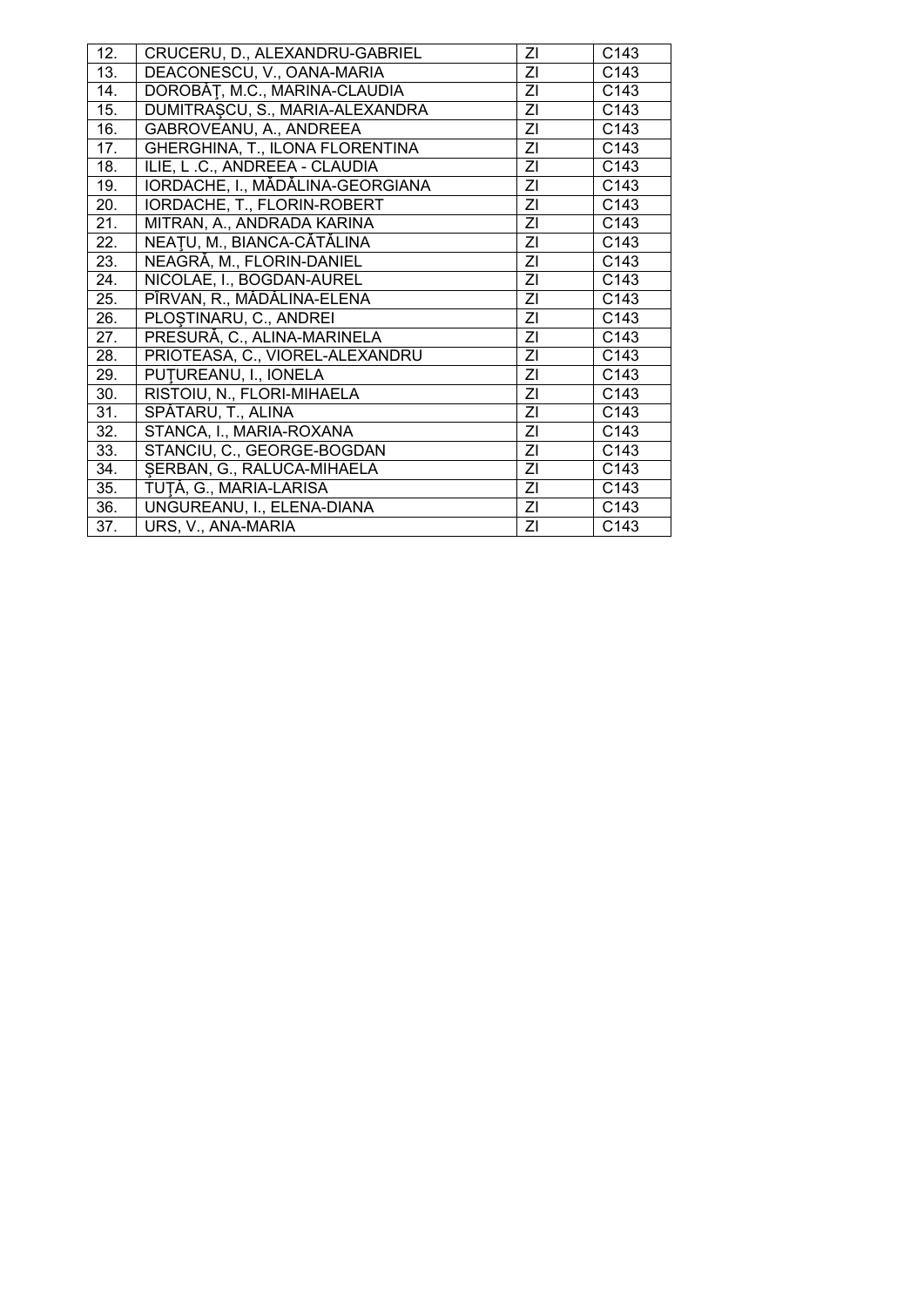| | | | |
|---|---|---|---|
| 12. | CRUCERU, D., ALEXANDRU-GABRIEL | ZI | C143 |
| 13. | DEACONESCU, V., OANA-MARIA | ZI | C143 |
| 14. | DOROBĂŢ, M.C., MARINA-CLAUDIA | ZI | C143 |
| 15. | DUMITRAŞCU, S., MARIA-ALEXANDRA | ZI | C143 |
| 16. | GABROVEANU, A., ANDREEA | ZI | C143 |
| 17. | GHERGHINA, T., ILONA FLORENTINA | ZI | C143 |
| 18. | ILIE, L .C., ANDREEA - CLAUDIA | ZI | C143 |
| 19. | IORDACHE, I., MĂDĂLINA-GEORGIANA | ZI | C143 |
| 20. | IORDACHE, T., FLORIN-ROBERT | ZI | C143 |
| 21. | MITRAN, A., ANDRADA KARINA | ZI | C143 |
| 22. | NEAŢU, M., BIANCA-CĂTĂLINA | ZI | C143 |
| 23. | NEAGRĂ, M., FLORIN-DANIEL | ZI | C143 |
| 24. | NICOLAE, I., BOGDAN-AUREL | ZI | C143 |
| 25. | PÎRVAN, R., MĂDĂLINA-ELENA | ZI | C143 |
| 26. | PLOȘTINARU, C., ANDREI | ZI | C143 |
| 27. | PRESURĂ, C., ALINA-MARINELA | ZI | C143 |
| 28. | PRIOTEASA, C., VIOREL-ALEXANDRU | ZI | C143 |
| 29. | PUŢUREANU, I., IONELA | ZI | C143 |
| 30. | RISTOIU, N., FLORI-MIHAELA | ZI | C143 |
| 31. | SPĂTARU, T., ALINA | ZI | C143 |
| 32. | STANCA, I., MARIA-ROXANA | ZI | C143 |
| 33. | STANCIU, C., GEORGE-BOGDAN | ZI | C143 |
| 34. | ŞERBAN, G., RALUCA-MIHAELA | ZI | C143 |
| 35. | TUŢĂ, G., MARIA-LARISA | ZI | C143 |
| 36. | UNGUREANU, I., ELENA-DIANA | ZI | C143 |
| 37. | URS, V., ANA-MARIA | ZI | C143 |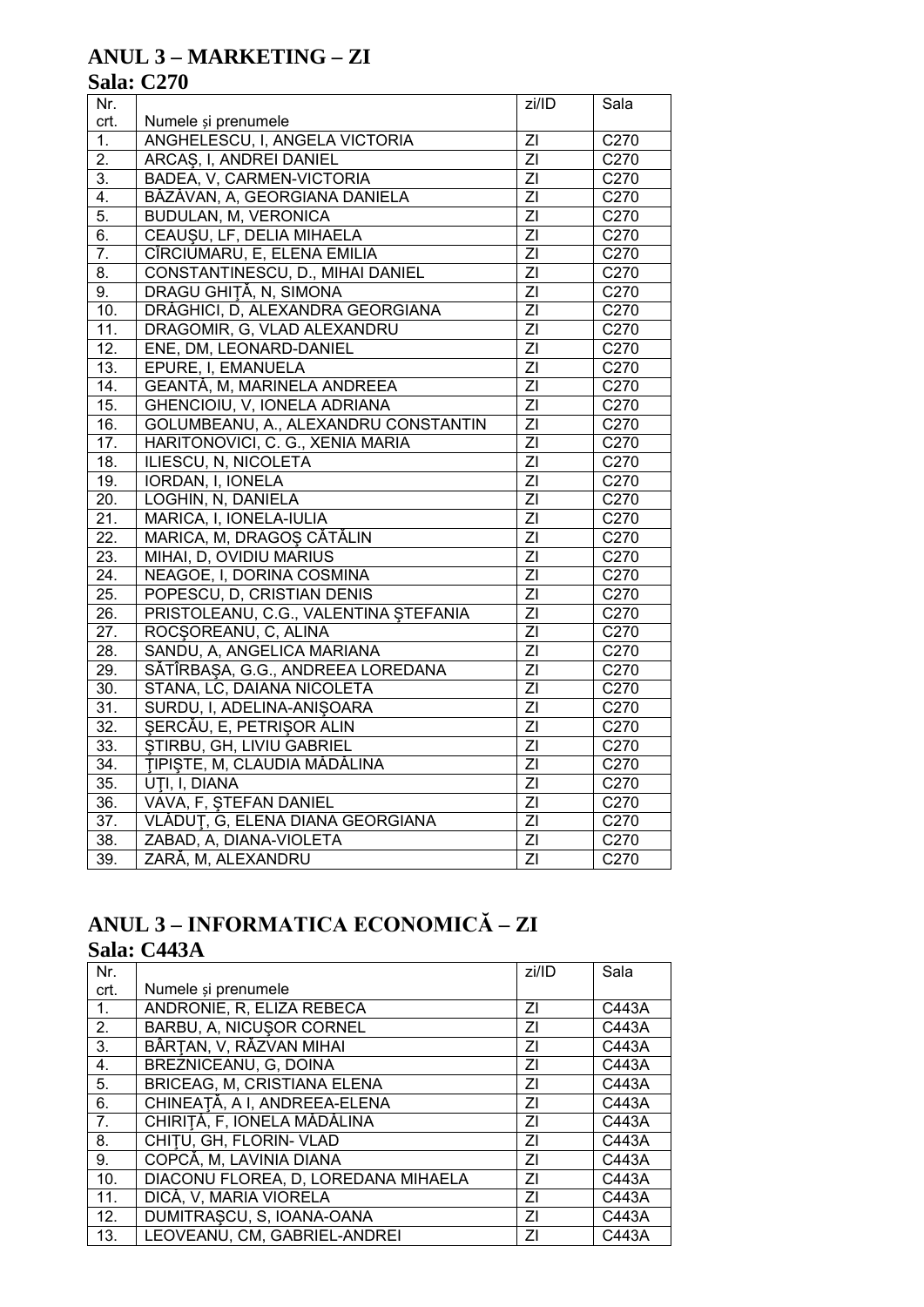## ANUL 3 – MARKETING – ZI

### Sala: C270

| Nr. crt. | Numele și prenumele | zi/ID | Sala |
|---|---|---|---|
| 1. | ANGHELESCU, I, ANGELA VICTORIA | ZI | C270 |
| 2. | ARCAȘ, I, ANDREI DANIEL | ZI | C270 |
| 3. | BADEA, V, CARMEN-VICTORIA | ZI | C270 |
| 4. | BĂZĂVAN, A, GEORGIANA DANIELA | ZI | C270 |
| 5. | BUDULAN, M, VERONICA | ZI | C270 |
| 6. | CEAUȘU, LF, DELIA MIHAELA | ZI | C270 |
| 7. | CÎRCIUMARU, E, ELENA EMILIA | ZI | C270 |
| 8. | CONSTANTINESCU, D., MIHAI DANIEL | ZI | C270 |
| 9. | DRAGU GHIȚĂ, N, SIMONA | ZI | C270 |
| 10. | DRĂGHICI, D, ALEXANDRA GEORGIANA | ZI | C270 |
| 11. | DRAGOMIR, G, VLAD ALEXANDRU | ZI | C270 |
| 12. | ENE, DM, LEONARD-DANIEL | ZI | C270 |
| 13. | EPURE, I, EMANUELA | ZI | C270 |
| 14. | GEANTĂ, M, MARINELA ANDREEA | ZI | C270 |
| 15. | GHENCIOIU, V, IONELA ADRIANA | ZI | C270 |
| 16. | GOLUMBEANU, A., ALEXANDRU CONSTANTIN | ZI | C270 |
| 17. | HARITONOVICI, C. G., XENIA MARIA | ZI | C270 |
| 18. | ILIESCU, N, NICOLETA | ZI | C270 |
| 19. | IORDAN, I, IONELA | ZI | C270 |
| 20. | LOGHIN, N, DANIELA | ZI | C270 |
| 21. | MARICA, I, IONELA-IULIA | ZI | C270 |
| 22. | MARICA, M, DRAGOȘ CĂTĂLIN | ZI | C270 |
| 23. | MIHAI, D, OVIDIU MARIUS | ZI | C270 |
| 24. | NEAGOE, I, DORINA COSMINA | ZI | C270 |
| 25. | POPESCU, D, CRISTIAN DENIS | ZI | C270 |
| 26. | PRISTOLEANU, C.G., VALENTINA ȘTEFANIA | ZI | C270 |
| 27. | ROCȘOREANU, C, ALINA | ZI | C270 |
| 28. | SANDU, A, ANGELICA MARIANA | ZI | C270 |
| 29. | SĂTÎRBAȘA, G.G., ANDREEA LOREDANA | ZI | C270 |
| 30. | STANA, LC, DAIANA NICOLETA | ZI | C270 |
| 31. | SURDU, I, ADELINA-ANIȘOARA | ZI | C270 |
| 32. | ȘERCĂU, E, PETRIȘOR ALIN | ZI | C270 |
| 33. | ȘTIRBU, GH, LIVIU GABRIEL | ZI | C270 |
| 34. | ȚIPIȘTE, M, CLAUDIA MĂDĂLINA | ZI | C270 |
| 35. | UȚI, I, DIANA | ZI | C270 |
| 36. | VAVA, F, ȘTEFAN DANIEL | ZI | C270 |
| 37. | VLĂDUȚ, G, ELENA DIANA GEORGIANA | ZI | C270 |
| 38. | ZABAD, A, DIANA-VIOLETA | ZI | C270 |
| 39. | ZARĂ, M, ALEXANDRU | ZI | C270 |

## ANUL 3 – INFORMATICA ECONOMICĂ – ZI

### Sala: C443A

| Nr. crt. | Numele și prenumele | zi/ID | Sala |
|---|---|---|---|
| 1. | ANDRONIE, R, ELIZA REBECA | ZI | C443A |
| 2. | BARBU, A, NICUȘOR CORNEL | ZI | C443A |
| 3. | BÂRȚAN, V, RĂZVAN MIHAI | ZI | C443A |
| 4. | BREZNICEANU, G, DOINA | ZI | C443A |
| 5. | BRICEAG, M, CRISTIANA ELENA | ZI | C443A |
| 6. | CHINEAȚĂ, A I, ANDREEA-ELENA | ZI | C443A |
| 7. | CHIRIȚĂ, F, IONELA MĂDĂLINA | ZI | C443A |
| 8. | CHIȚU, GH, FLORIN- VLAD | ZI | C443A |
| 9. | COPCĂ, M, LAVINIA DIANA | ZI | C443A |
| 10. | DIACONU FLOREA, D, LOREDANA MIHAELA | ZI | C443A |
| 11. | DICĂ, V, MARIA VIORELA | ZI | C443A |
| 12. | DUMITRAȘCU, S, IOANA-OANA | ZI | C443A |
| 13. | LEOVEANU, CM, GABRIEL-ANDREI | ZI | C443A |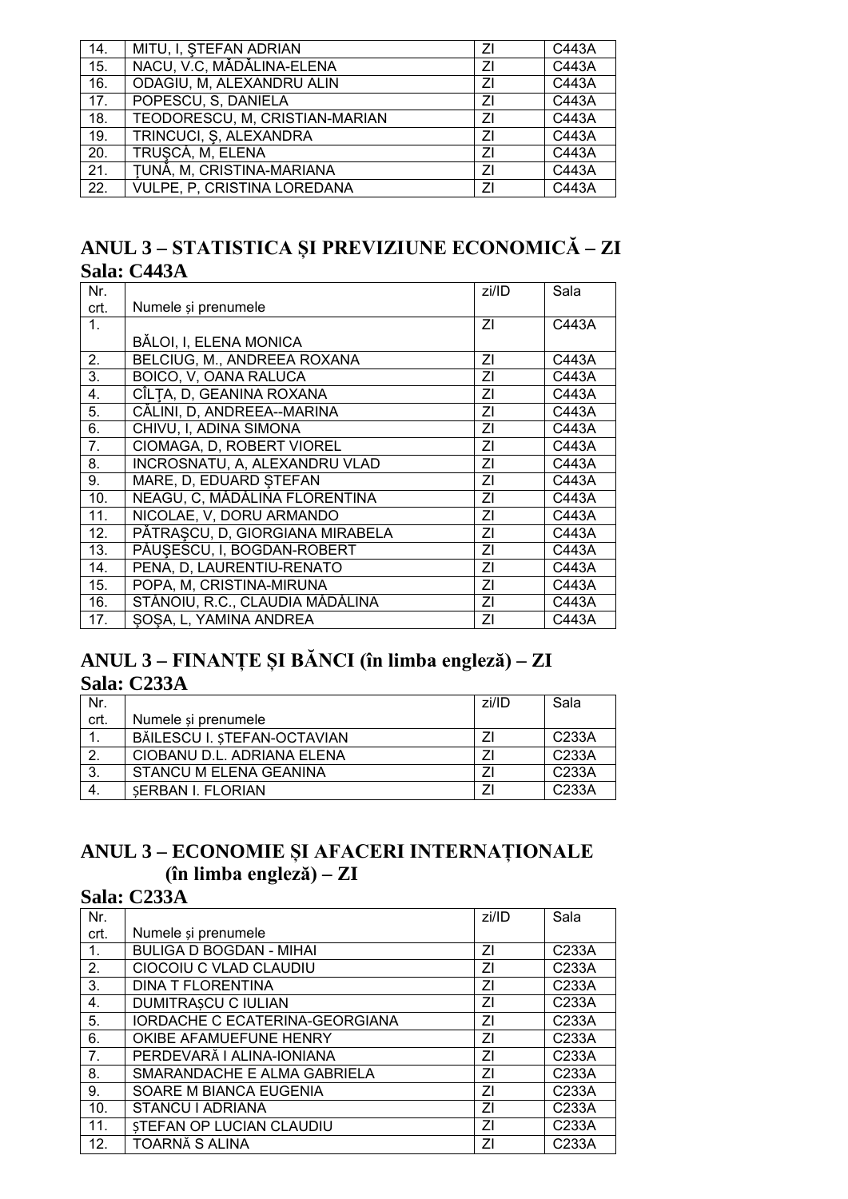| | | | |
|---|---|---|---|
| 14. | MITU, I, ȘTEFAN ADRIAN | ZI | C443A |
| 15. | NACU, V.C, MĂDĂLINA-ELENA | ZI | C443A |
| 16. | ODAGIU, M, ALEXANDRU ALIN | ZI | C443A |
| 17. | POPESCU, S, DANIELA | ZI | C443A |
| 18. | TEODORESCU, M, CRISTIAN-MARIAN | ZI | C443A |
| 19. | TRINCUCI, Ș, ALEXANDRA | ZI | C443A |
| 20. | TRUȘCĂ, M, ELENA | ZI | C443A |
| 21. | ȚUNĂ, M, CRISTINA-MARIANA | ZI | C443A |
| 22. | VULPE, P, CRISTINA LOREDANA | ZI | C443A |

## ANUL 3 – STATISTICA ȘI PREVIZIUNE ECONOMICĂ – ZI

**Sala: C443A**

| Nr. crt. | Numele și prenumele | zi/ID | Sala |
|---|---|---|---|
| 1. | BĂLOI, I, ELENA MONICA | ZI | C443A |
| 2. | BELCIUG, M., ANDREEA ROXANA | ZI | C443A |
| 3. | BOICO, V, OANA RALUCA | ZI | C443A |
| 4. | CÎLȚA, D, GEANINA ROXANA | ZI | C443A |
| 5. | CĂLINI, D, ANDREEA--MARINA | ZI | C443A |
| 6. | CHIVU, I, ADINA SIMONA | ZI | C443A |
| 7. | CIOMAGA, D, ROBERT VIOREL | ZI | C443A |
| 8. | INCROSNATU, A, ALEXANDRU VLAD | ZI | C443A |
| 9. | MARE, D, EDUARD ȘTEFAN | ZI | C443A |
| 10. | NEAGU, C, MĂDĂLINA FLORENTINA | ZI | C443A |
| 11. | NICOLAE, V, DORU ARMANDO | ZI | C443A |
| 12. | PĂTRAȘCU, D, GIORGIANA MIRABELA | ZI | C443A |
| 13. | PĂUȘESCU, I, BOGDAN-ROBERT | ZI | C443A |
| 14. | PENA, D, LAURENTIU-RENATO | ZI | C443A |
| 15. | POPA, M, CRISTINA-MIRUNA | ZI | C443A |
| 16. | STĂNOIU, R.C., CLAUDIA MĂDĂLINA | ZI | C443A |
| 17. | ȘOȘA, L, YAMINA ANDREA | ZI | C443A |

## ANUL 3 – FINANȚE ȘI BĂNCI (în limba engleză) – ZI

**Sala: C233A**

| Nr. crt. | Numele și prenumele | zi/ID | Sala |
|---|---|---|---|
| 1. | BĂILESCU I. ȘTEFAN-OCTAVIAN | ZI | C233A |
| 2. | CIOBANU D.L. ADRIANA ELENA | ZI | C233A |
| 3. | STANCU M ELENA GEANINA | ZI | C233A |
| 4. | ȘERBAN I. FLORIAN | ZI | C233A |

## ANUL 3 – ECONOMIE ȘI AFACERI INTERNAȚIONALE (în limba engleză) – ZI

**Sala: C233A**

| Nr. crt. | Numele și prenumele | zi/ID | Sala |
|---|---|---|---|
| 1. | BULIGA D BOGDAN - MIHAI | ZI | C233A |
| 2. | CIOCOIU C VLAD CLAUDIU | ZI | C233A |
| 3. | DINA T FLORENTINA | ZI | C233A |
| 4. | DUMITRAȘCU C IULIAN | ZI | C233A |
| 5. | IORDACHE C ECATERINA-GEORGIANA | ZI | C233A |
| 6. | OKIBE AFAMUEFUNE HENRY | ZI | C233A |
| 7. | PERDEVARĂ I ALINA-IONIANA | ZI | C233A |
| 8. | SMARANDACHE E ALMA GABRIELA | ZI | C233A |
| 9. | SOARE M BIANCA EUGENIA | ZI | C233A |
| 10. | STANCU I ADRIANA | ZI | C233A |
| 11. | ȘTEFAN OP LUCIAN CLAUDIU | ZI | C233A |
| 12. | TOARNĂ S ALINA | ZI | C233A |